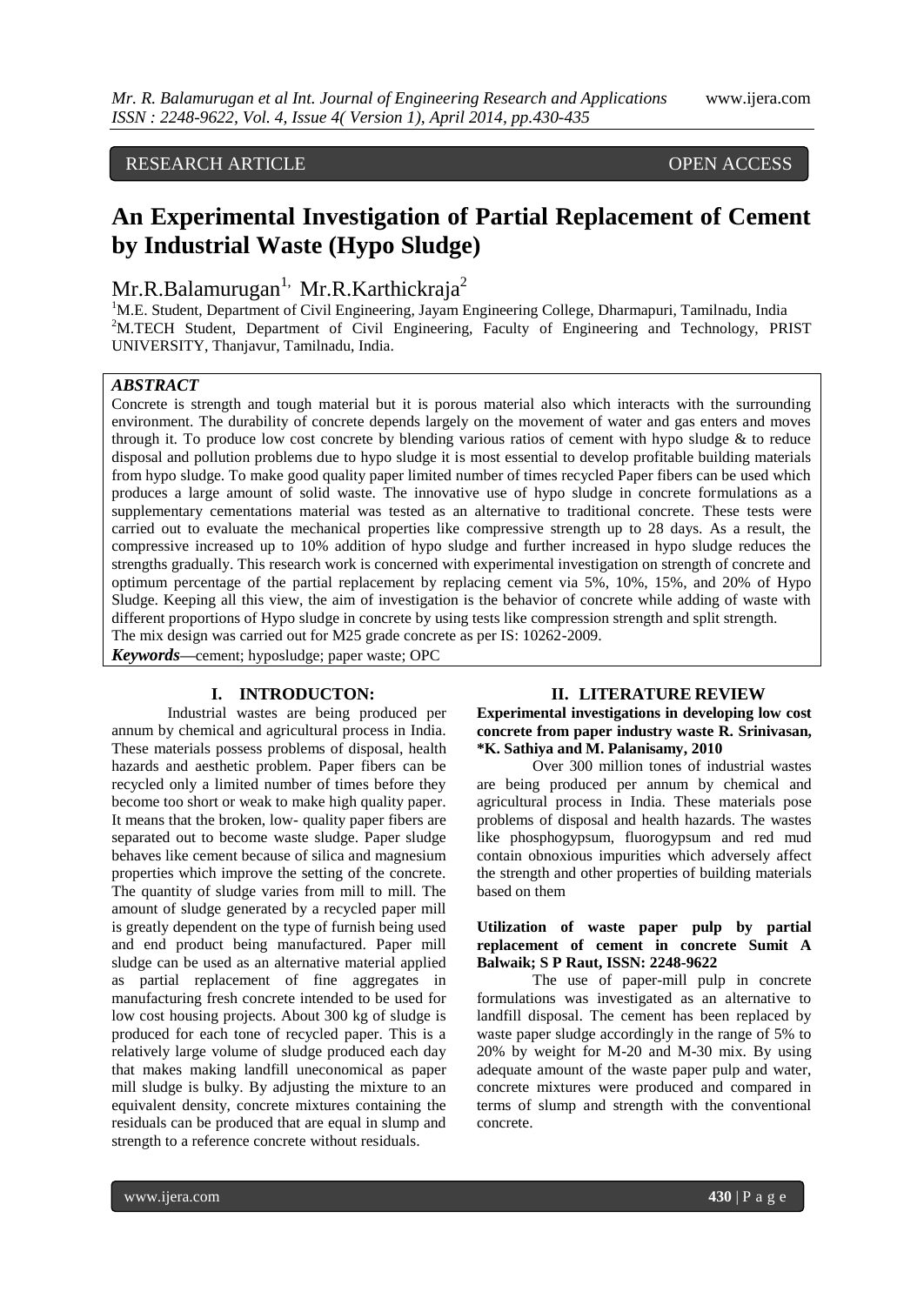RESEARCH ARTICLE OPEN ACCESS

# An Experimental Investigation of Partial Replacement of Cement by Industrial Waste (Hypo Sludge)

Mr.R.Balamurugan[1], Mr.R.Karthickraja[2]

[1]M.E. Student, Department of Civil Engineering, Jayam Engineering College, Dharmapuri, Tamilnadu, India
[2]M.TECH Student, Department of Civil Engineering, Faculty of Engineering and Technology, PRIST UNIVERSITY, Thanjavur, Tamilnadu, India.

### *ABSTRACT*

Concrete is strength and tough material but it is porous material also which interacts with the surrounding environment. The durability of concrete depends largely on the movement of water and gas enters and moves through it. To produce low cost concrete by blending various ratios of cement with hypo sludge & to reduce disposal and pollution problems due to hypo sludge it is most essential to develop profitable building materials from hypo sludge. To make good quality paper limited number of times recycled Paper fibers can be used which produces a large amount of solid waste. The innovative use of hypo sludge in concrete formulations as a supplementary cementations material was tested as an alternative to traditional concrete. These tests were carried out to evaluate the mechanical properties like compressive strength up to 28 days. As a result, the compressive increased up to 10% addition of hypo sludge and further increased in hypo sludge reduces the strengths gradually. This research work is concerned with experimental investigation on strength of concrete and optimum percentage of the partial replacement by replacing cement via 5%, 10%, 15%, and 20% of Hypo Sludge. Keeping all this view, the aim of investigation is the behavior of concrete while adding of waste with different proportions of Hypo sludge in concrete by using tests like compression strength and split strength.
The mix design was carried out for M25 grade concrete as per IS: 10262-2009.

***Keywords***—cement; hyposludge; paper waste; OPC

## I. INTRODUCTON:

Industrial wastes are being produced per annum by chemical and agricultural process in India. These materials possess problems of disposal, health hazards and aesthetic problem. Paper fibers can be recycled only a limited number of times before they become too short or weak to make high quality paper. It means that the broken, low- quality paper fibers are separated out to become waste sludge. Paper sludge behaves like cement because of silica and magnesium properties which improve the setting of the concrete. The quantity of sludge varies from mill to mill. The amount of sludge generated by a recycled paper mill is greatly dependent on the type of furnish being used and end product being manufactured. Paper mill sludge can be used as an alternative material applied as partial replacement of fine aggregates in manufacturing fresh concrete intended to be used for low cost housing projects. About 300 kg of sludge is produced for each tone of recycled paper. This is a relatively large volume of sludge produced each day that makes making landfill uneconomical as paper mill sludge is bulky. By adjusting the mixture to an equivalent density, concrete mixtures containing the residuals can be produced that are equal in slump and strength to a reference concrete without residuals.

## II. LITERATURE REVIEW

**Experimental investigations in developing low cost concrete from paper industry waste R. Srinivasan, \*K. Sathiya and M. Palanisamy, 2010**

Over 300 million tones of industrial wastes are being produced per annum by chemical and agricultural process in India. These materials pose problems of disposal and health hazards. The wastes like phosphogypsum, fluorogypsum and red mud contain obnoxious impurities which adversely affect the strength and other properties of building materials based on them

**Utilization of waste paper pulp by partial replacement of cement in concrete Sumit A Balwaik; S P Raut, ISSN: 2248-9622**

The use of paper-mill pulp in concrete formulations was investigated as an alternative to landfill disposal. The cement has been replaced by waste paper sludge accordingly in the range of 5% to 20% by weight for M-20 and M-30 mix. By using adequate amount of the waste paper pulp and water, concrete mixtures were produced and compared in terms of slump and strength with the conventional concrete.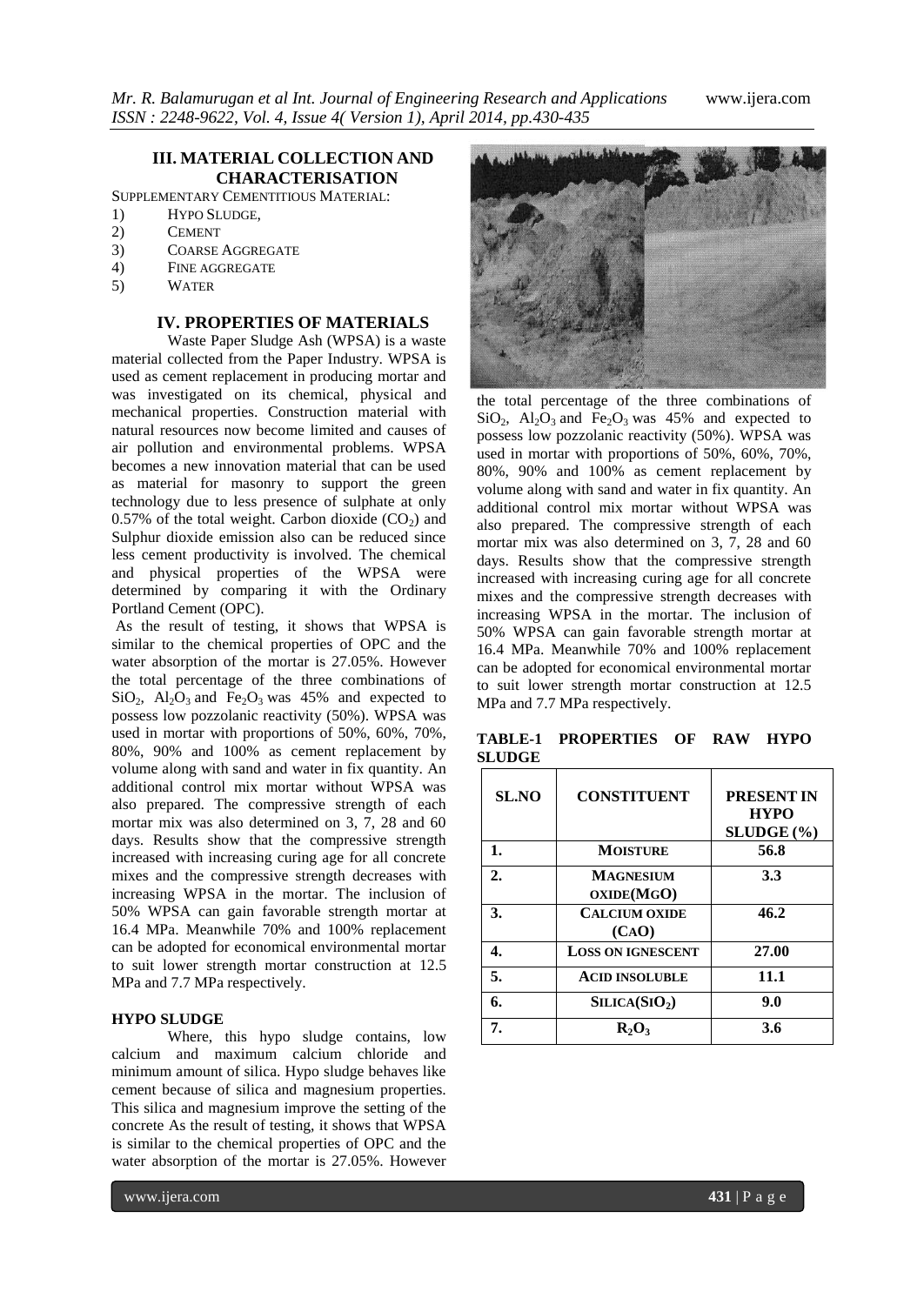## III. MATERIAL COLLECTION AND CHARACTERISATION

SUPPLEMENTARY CEMENTITIOUS MATERIAL:

1) HYPO SLUDGE,
2) CEMENT
3) COARSE AGGREGATE
4) FINE AGGREGATE
5) WATER

## IV. PROPERTIES OF MATERIALS

Waste Paper Sludge Ash (WPSA) is a waste material collected from the Paper Industry. WPSA is used as cement replacement in producing mortar and was investigated on its chemical, physical and mechanical properties. Construction material with natural resources now become limited and causes of air pollution and environmental problems. WPSA becomes a new innovation material that can be used as material for masonry to support the green technology due to less presence of sulphate at only 0.57% of the total weight. Carbon dioxide ($CO_2$) and Sulphur dioxide emission also can be reduced since less cement productivity is involved. The chemical and physical properties of the WPSA were determined by comparing it with the Ordinary Portland Cement (OPC).

As the result of testing, it shows that WPSA is similar to the chemical properties of OPC and the water absorption of the mortar is 27.05%. However the total percentage of the three combinations of $SiO_2$, $Al_2O_3$ and $Fe_2O_3$ was 45% and expected to possess low pozzolanic reactivity (50%). WPSA was used in mortar with proportions of 50%, 60%, 70%, 80%, 90% and 100% as cement replacement by volume along with sand and water in fix quantity. An additional control mix mortar without WPSA was also prepared. The compressive strength of each mortar mix was also determined on 3, 7, 28 and 60 days. Results show that the compressive strength increased with increasing curing age for all concrete mixes and the compressive strength decreases with increasing WPSA in the mortar. The inclusion of 50% WPSA can gain favorable strength mortar at 16.4 MPa. Meanwhile 70% and 100% replacement can be adopted for economical environmental mortar to suit lower strength mortar construction at 12.5 MPa and 7.7 MPa respectively.

### HYPO SLUDGE

Where, this hypo sludge contains, low calcium and maximum calcium chloride and minimum amount of silica. Hypo sludge behaves like cement because of silica and magnesium properties. This silica and magnesium improve the setting of the concrete As the result of testing, it shows that WPSA is similar to the chemical properties of OPC and the water absorption of the mortar is 27.05%. However the total percentage of the three combinations of $SiO_2$, $Al_2O_3$ and $Fe_2O_3$ was 45% and expected to possess low pozzolanic reactivity (50%). WPSA was used in mortar with proportions of 50%, 60%, 70%, 80%, 90% and 100% as cement replacement by volume along with sand and water in fix quantity. An additional control mix mortar without WPSA was also prepared. The compressive strength of each mortar mix was also determined on 3, 7, 28 and 60 days. Results show that the compressive strength increased with increasing curing age for all concrete mixes and the compressive strength decreases with increasing WPSA in the mortar. The inclusion of 50% WPSA can gain favorable strength mortar at 16.4 MPa. Meanwhile 70% and 100% replacement can be adopted for economical environmental mortar to suit lower strength mortar construction at 12.5 MPa and 7.7 MPa respectively.

**TABLE-1 PROPERTIES OF RAW HYPO SLUDGE**

| SL.NO | CONSTITUENT | PRESENT IN HYPO SLUDGE (%) |
|---|---|---|
| 1. | MOISTURE | 56.8 |
| 2. | MAGNESIUM OXIDE(MGO) | 3.3 |
| 3. | CALCIUM OXIDE (CAO) | 46.2 |
| 4. | LOSS ON IGNESCENT | 27.00 |
| 5. | ACID INSOLUBLE | 11.1 |
| 6. | SILICA($SiO_2$) | 9.0 |
| 7. | $R_2O_3$ | 3.6 |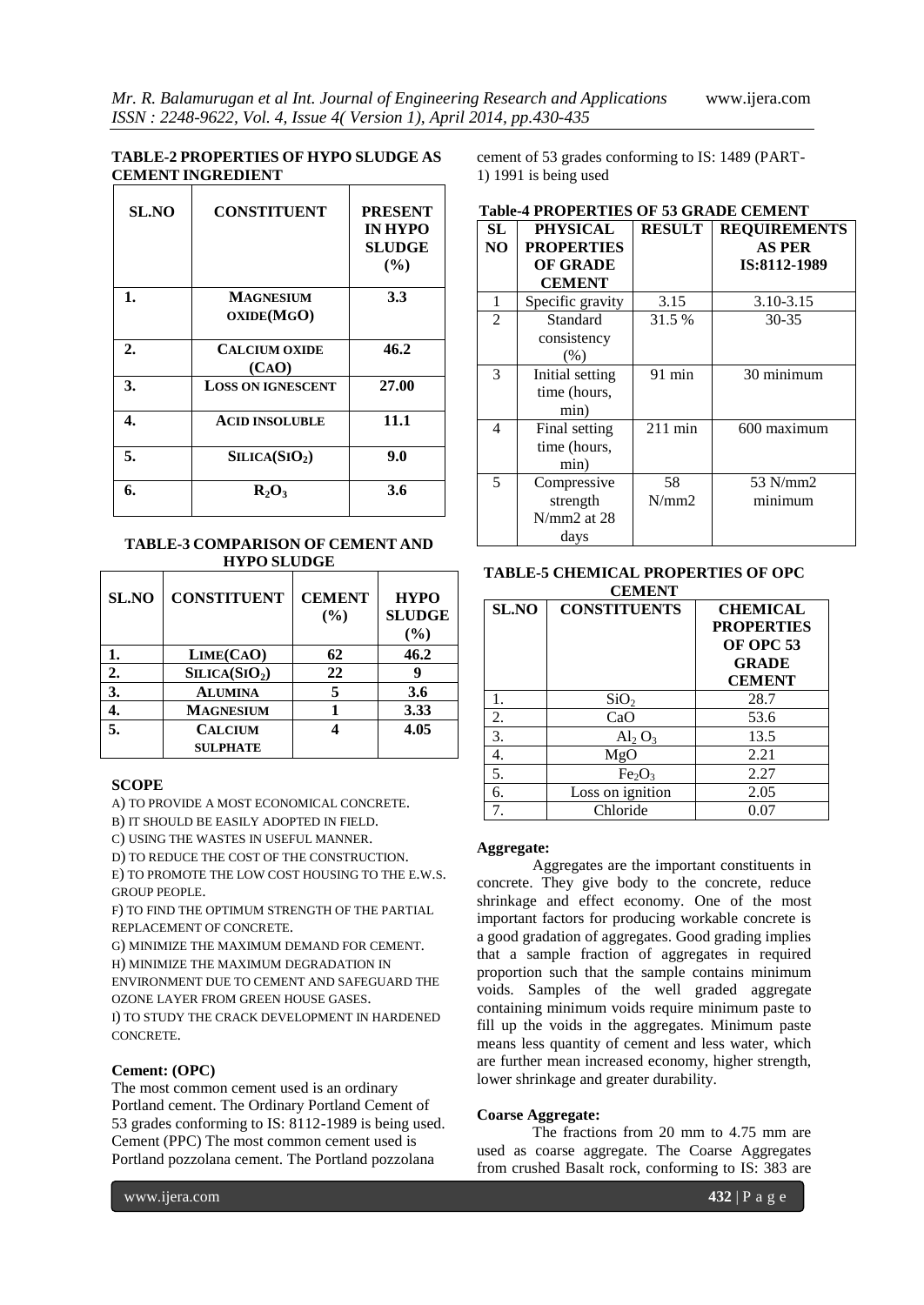**TABLE-2 PROPERTIES OF HYPO SLUDGE AS CEMENT INGREDIENT**

| SL.NO | CONSTITUENT | PRESENT IN HYPO SLUDGE (%) |
|---|---|---|
| 1. | MAGNESIUM OXIDE(MGO) | 3.3 |
| 2. | CALCIUM OXIDE (CAO) | 46.2 |
| 3. | LOSS ON IGNESCENT | 27.00 |
| 4. | ACID INSOLUBLE | 11.1 |
| 5. | SILICA($SIO_2$) | 9.0 |
| 6. | $R_2O_3$ | 3.6 |

**TABLE-3 COMPARISON OF CEMENT AND HYPO SLUDGE**

| SL.NO | CONSTITUENT | CEMENT (%) | HYPO SLUDGE (%) |
|---|---|---|---|
| 1. | LIME(CAO) | 62 | 46.2 |
| 2. | SILICA($SIO_2$) | 22 | 9 |
| 3. | ALUMINA | 5 | 3.6 |
| 4. | MAGNESIUM | 1 | 3.33 |
| 5. | CALCIUM SULPHATE | 4 | 4.05 |

**SCOPE**

A) TO PROVIDE A MOST ECONOMICAL CONCRETE.
B) IT SHOULD BE EASILY ADOPTED IN FIELD.
C) USING THE WASTES IN USEFUL MANNER.
D) TO REDUCE THE COST OF THE CONSTRUCTION.
E) TO PROMOTE THE LOW COST HOUSING TO THE E.W.S. GROUP PEOPLE.
F) TO FIND THE OPTIMUM STRENGTH OF THE PARTIAL REPLACEMENT OF CONCRETE.
G) MINIMIZE THE MAXIMUM DEMAND FOR CEMENT.
H) MINIMIZE THE MAXIMUM DEGRADATION IN ENVIRONMENT DUE TO CEMENT AND SAFEGUARD THE OZONE LAYER FROM GREEN HOUSE GASES.
I) TO STUDY THE CRACK DEVELOPMENT IN HARDENED CONCRETE.

**Cement: (OPC)**

The most common cement used is an ordinary Portland cement. The Ordinary Portland Cement of 53 grades conforming to IS: 8112-1989 is being used. Cement (PPC) The most common cement used is Portland pozzolana cement. The Portland pozzolana cement of 53 grades conforming to IS: 1489 (PART-1) 1991 is being used

**Table-4 PROPERTIES OF 53 GRADE CEMENT**

| SL NO | PHYSICAL PROPERTIES OF GRADE CEMENT | RESULT | REQUIREMENTS AS PER IS:8112-1989 |
|---|---|---|---|
| 1 | Specific gravity | 3.15 | 3.10-3.15 |
| 2 | Standard consistency (%) | 31.5 % | 30-35 |
| 3 | Initial setting time (hours, min) | 91 min | 30 minimum |
| 4 | Final setting time (hours, min) | 211 min | 600 maximum |
| 5 | Compressive strength N/mm2 at 28 days | 58 N/mm2 | 53 N/mm2 minimum |

**TABLE-5 CHEMICAL PROPERTIES OF OPC CEMENT**

| SL.NO | CONSTITUENTS | CHEMICAL PROPERTIES OF OPC 53 GRADE CEMENT |
|---|---|---|
| 1. | $SiO_2$ | 28.7 |
| 2. | CaO | 53.6 |
| 3. | $Al_2O_3$ | 13.5 |
| 4. | MgO | 2.21 |
| 5. | $Fe_2O_3$ | 2.27 |
| 6. | Loss on ignition | 2.05 |
| 7. | Chloride | 0.07 |

**Aggregate:**

Aggregates are the important constituents in concrete. They give body to the concrete, reduce shrinkage and effect economy. One of the most important factors for producing workable concrete is a good gradation of aggregates. Good grading implies that a sample fraction of aggregates in required proportion such that the sample contains minimum voids. Samples of the well graded aggregate containing minimum voids require minimum paste to fill up the voids in the aggregates. Minimum paste means less quantity of cement and less water, which are further mean increased economy, higher strength, lower shrinkage and greater durability.

**Coarse Aggregate:**

The fractions from 20 mm to 4.75 mm are used as coarse aggregate. The Coarse Aggregates from crushed Basalt rock, conforming to IS: 383 are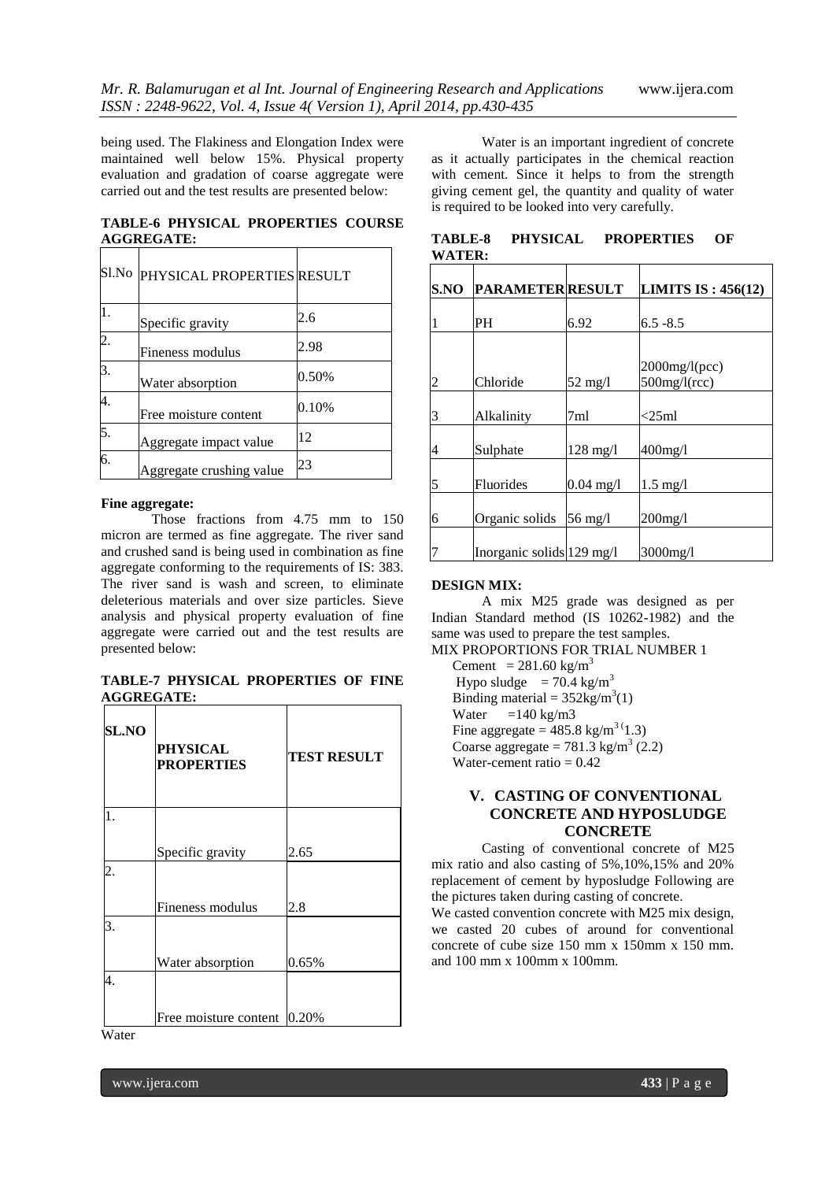being used. The Flakiness and Elongation Index were maintained well below 15%. Physical property evaluation and gradation of coarse aggregate were carried out and the test results are presented below:

**TABLE-6 PHYSICAL PROPERTIES COURSE AGGREGATE:**

| Sl.No | PHYSICAL PROPERTIES | RESULT |
|---|---|---|
| 1. | Specific gravity | 2.6 |
| 2. | Fineness modulus | 2.98 |
| 3. | Water absorption | 0.50% |
| 4. | Free moisture content | 0.10% |
| 5. | Aggregate impact value | 12 |
| 6. | Aggregate crushing value | 23 |

**Fine aggregate:**

Those fractions from 4.75 mm to 150 micron are termed as fine aggregate. The river sand and crushed sand is being used in combination as fine aggregate conforming to the requirements of IS: 383. The river sand is wash and screen, to eliminate deleterious materials and over size particles. Sieve analysis and physical property evaluation of fine aggregate were carried out and the test results are presented below:

**TABLE-7 PHYSICAL PROPERTIES OF FINE AGGREGATE:**

| SL.NO | PHYSICAL PROPERTIES | TEST RESULT |
|---|---|---|
| 1. | Specific gravity | 2.65 |
| 2. | Fineness modulus | 2.8 |
| 3. | Water absorption | 0.65% |
| 4. | Free moisture content | 0.20% |

Water

Water is an important ingredient of concrete as it actually participates in the chemical reaction with cement. Since it helps to from the strength giving cement gel, the quantity and quality of water is required to be looked into very carefully.

**TABLE-8 PHYSICAL PROPERTIES OF WATER:**

| S.NO | PARAMETER | RESULT | LIMITS IS : 456(12) |
|---|---|---|---|
| 1 | PH | 6.92 | 6.5 -8.5 |
| 2 | Chloride | 52 mg/l | 2000mg/l(pcc) 500mg/l(rcc) |
| 3 | Alkalinity | 7ml | <25ml |
| 4 | Sulphate | 128 mg/l | 400mg/l |
| 5 | Fluorides | 0.04 mg/l | 1.5 mg/l |
| 6 | Organic solids | 56 mg/l | 200mg/l |
| 7 | Inorganic solids | 129 mg/l | 3000mg/l |

**DESIGN MIX:**

A mix M25 grade was designed as per Indian Standard method (IS 10262-1982) and the same was used to prepare the test samples.

MIX PROPORTIONS FOR TRIAL NUMBER 1

Cement = 281.60 kg/m$^3$
Hypo sludge = 70.4 kg/m$^3$
Binding material = 352kg/m$^3$(1)
Water =140 kg/m3
Fine aggregate = 485.8 kg/m$^3$(1.3)
Coarse aggregate = 781.3 kg/m$^3$ (2.2)
Water-cement ratio = 0.42

## V. CASTING OF CONVENTIONAL CONCRETE AND HYPOSLUDGE CONCRETE

Casting of conventional concrete of M25 mix ratio and also casting of 5%,10%,15% and 20% replacement of cement by hyposludge Following are the pictures taken during casting of concrete.

We casted convention concrete with M25 mix design, we casted 20 cubes of around for conventional concrete of cube size 150 mm x 150mm x 150 mm. and 100 mm x 100mm x 100mm.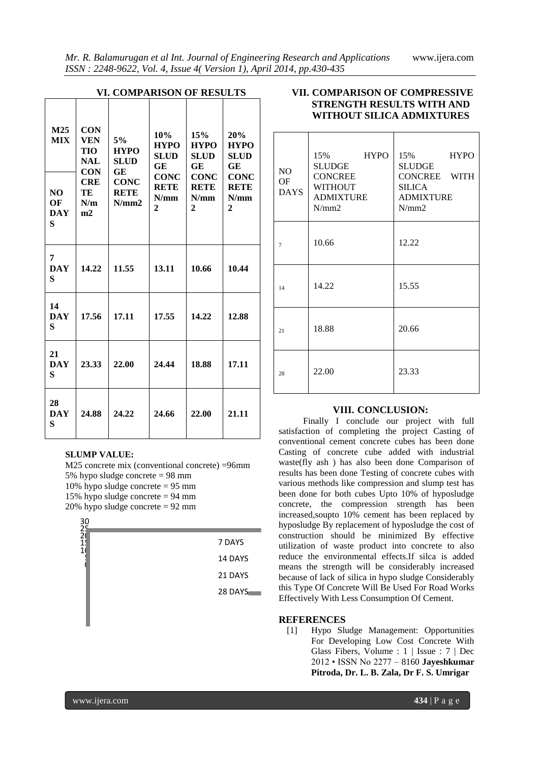## VI. COMPARISON OF RESULTS

| M25 MIX / NO OF DAYS | CONVENTIONAL CONCRETE N/mm2 | 5% HYPO SLUDGE CONCRETE N/mm2 | 10% HYPO SLUDGE CONCRETE N/mm2 | 15% HYPO SLUDGE CONCRETE N/mm2 | 20% HYPO SLUDGE CONCRETE N/mm2 |
|---|---|---|---|---|---|
| **7 DAYS** | **14.22** | **11.55** | **13.11** | **10.66** | **10.44** |
| **14 DAYS** | **17.56** | **17.11** | **17.55** | **14.22** | **12.88** |
| **21 DAYS** | **23.33** | **22.00** | **24.44** | **18.88** | **17.11** |
| **28 DAYS** | **24.88** | **24.22** | **24.66** | **22.00** | **21.11** |

**SLUMP VALUE:**

M25 concrete mix (conventional concrete) =96mm
5% hypo sludge concrete = 98 mm
10% hypo sludge concrete = 95 mm
15% hypo sludge concrete = 94 mm
20% hypo sludge concrete = 92 mm

30
25
20
15
10
5
0

7 DAYS
14 DAYS
21 DAYS
28 DAYS

## VII. COMPARISON OF COMPRESSIVE STRENGTH RESULTS WITH AND WITHOUT SILICA ADMIXTURES

| NO OF DAYS | 15% HYPO SLUDGE CONCREE WITHOUT ADMIXTURE N/mm2 | 15% HYPO SLUDGE CONCREE WITH SILICA ADMIXTURE N/mm2 |
|---|---|---|
| 7 | 10.66 | 12.22 |
| 14 | 14.22 | 15.55 |
| 21 | 18.88 | 20.66 |
| 28 | 22.00 | 23.33 |

## VIII. CONCLUSION:

Finally I conclude our project with full satisfaction of completing the project Casting of conventional cement concrete cubes has been done Casting of concrete cube added with industrial waste(fly ash ) has also been done Comparison of results has been done Testing of concrete cubes with various methods like compression and slump test has been done for both cubes Upto 10% of hyposludge concrete, the compression strength has been increased,soupto 10% cement has been replaced by hyposludge By replacement of hyposludge the cost of construction should be minimized By effective utilization of waste product into concrete to also reduce the environmental effects.If silca is added means the strength will be considerably increased because of lack of silica in hypo sludge Considerably this Type Of Concrete Will Be Used For Road Works Effectively With Less Consumption Of Cement.

## REFERENCES

[1] Hypo Sludge Management: Opportunities For Developing Low Cost Concrete With Glass Fibers, Volume : 1 | Issue : 7 | Dec 2012 • ISSN No 2277 – 8160 **Jayeshkumar Pitroda, Dr. L. B. Zala, Dr F. S. Umrigar**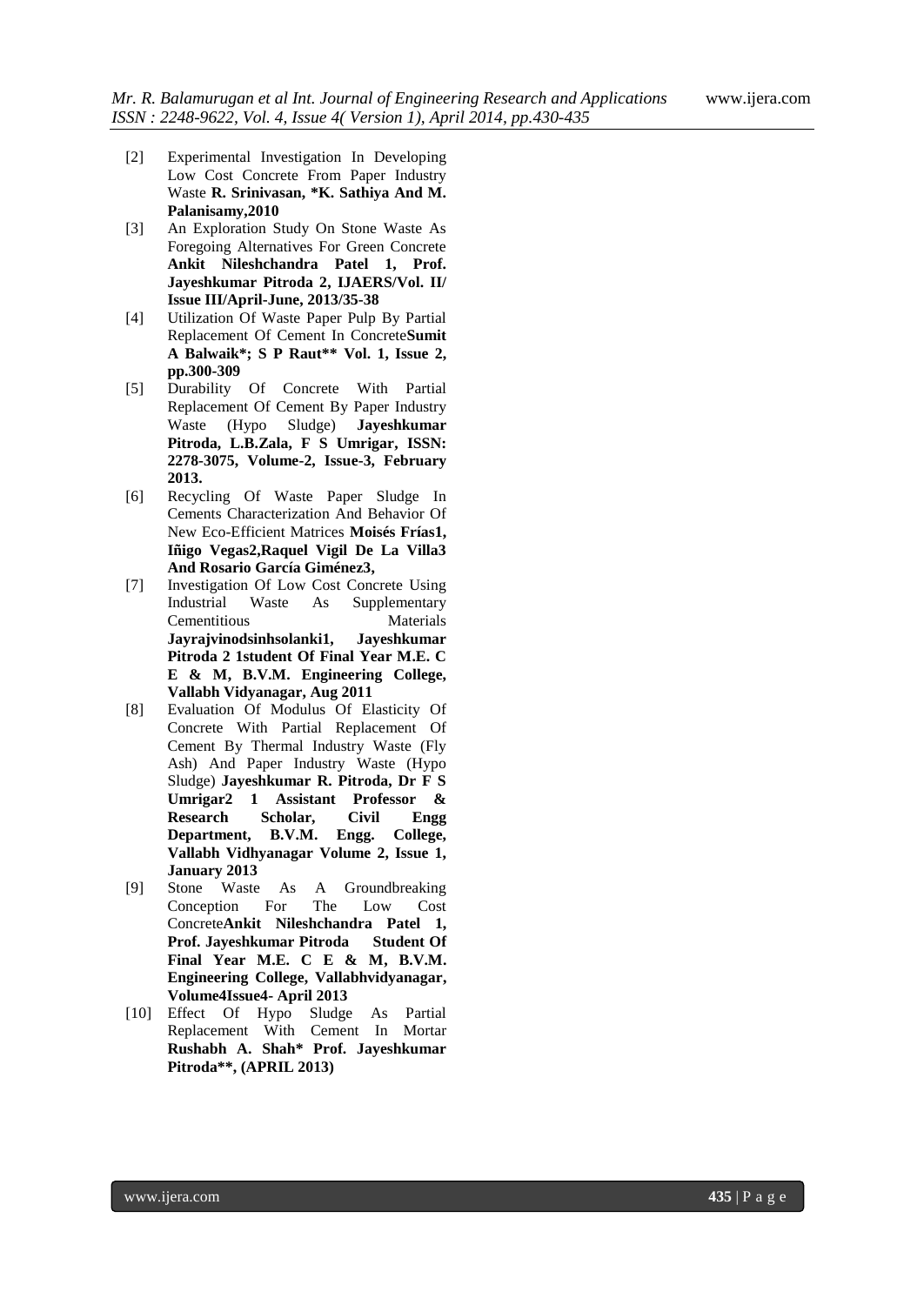[2] Experimental Investigation In Developing Low Cost Concrete From Paper Industry Waste **R. Srinivasan, *K. Sathiya And M. Palanisamy,2010**

[3] An Exploration Study On Stone Waste As Foregoing Alternatives For Green Concrete **Ankit Nileshchandra Patel 1, Prof. Jayeshkumar Pitroda 2, IJAERS/Vol. II/ Issue III/April-June, 2013/35-38**

[4] Utilization Of Waste Paper Pulp By Partial Replacement Of Cement In Concrete**Sumit A Balwaik*; S P Raut** Vol. 1, Issue 2, pp.300-309**

[5] Durability Of Concrete With Partial Replacement Of Cement By Paper Industry Waste (Hypo Sludge) **Jayeshkumar Pitroda, L.B.Zala, F S Umrigar, ISSN: 2278-3075, Volume-2, Issue-3, February 2013.**

[6] Recycling Of Waste Paper Sludge In Cements Characterization And Behavior Of New Eco-Efficient Matrices **Moisés Frías1, Iñigo Vegas2,Raquel Vigil De La Villa3 And Rosario García Giménez3,**

[7] Investigation Of Low Cost Concrete Using Industrial Waste As Supplementary Cementitious Materials **Jayrajvinodsinhsolanki1, Jayeshkumar Pitroda 2 1student Of Final Year M.E. C E & M, B.V.M. Engineering College, Vallabh Vidyanagar, Aug 2011**

[8] Evaluation Of Modulus Of Elasticity Of Concrete With Partial Replacement Of Cement By Thermal Industry Waste (Fly Ash) And Paper Industry Waste (Hypo Sludge) **Jayeshkumar R. Pitroda, Dr F S Umrigar2 1 Assistant Professor & Research Scholar, Civil Engg Department, B.V.M. Engg. College, Vallabh Vidhyanagar Volume 2, Issue 1, January 2013**

[9] Stone Waste As A Groundbreaking Conception For The Low Cost Concrete**Ankit Nileshchandra Patel 1, Prof. Jayeshkumar Pitroda Student Of Final Year M.E. C E & M, B.V.M. Engineering College, Vallabhvidyanagar, Volume4Issue4- April 2013**

[10] Effect Of Hypo Sludge As Partial Replacement With Cement In Mortar **Rushabh A. Shah* Prof. Jayeshkumar Pitroda**, (APRIL 2013)**